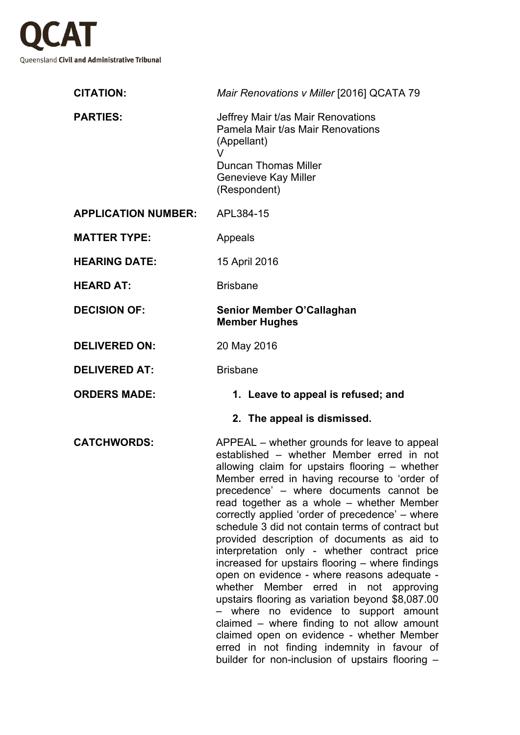**QCAT**

Queensland **Civil and Administrative Tribunal**

| | |
|---|---|
| **CITATION:** | *Mair Renovations v Miller* [2016] QCATA 79 |
| **PARTIES:** | Jeffrey Mair t/as Mair Renovations<br>Pamela Mair t/as Mair Renovations<br>(Appellant)<br>V<br>Duncan Thomas Miller<br>Genevieve Kay Miller<br>(Respondent) |
| **APPLICATION NUMBER:** | APL384-15 |
| **MATTER TYPE:** | Appeals |
| **HEARING DATE:** | 15 April 2016 |
| **HEARD AT:** | Brisbane |
| **DECISION OF:** | **Senior Member O'Callaghan**<br>**Member Hughes** |
| **DELIVERED ON:** | 20 May 2016 |
| **DELIVERED AT:** | Brisbane |
| **ORDERS MADE:** | **1. Leave to appeal is refused; and**<br>**2. The appeal is dismissed.** |
| **CATCHWORDS:** | APPEAL – whether grounds for leave to appeal established – whether Member erred in not allowing claim for upstairs flooring – whether Member erred in having recourse to 'order of precedence' – where documents cannot be read together as a whole – whether Member correctly applied 'order of precedence' – where schedule 3 did not contain terms of contract but provided description of documents as aid to interpretation only - whether contract price increased for upstairs flooring – where findings open on evidence - where reasons adequate - whether Member erred in not approving upstairs flooring as variation beyond $8,087.00 – where no evidence to support amount claimed – where finding to not allow amount claimed open on evidence - whether Member erred in not finding indemnity in favour of builder for non-inclusion of upstairs flooring – |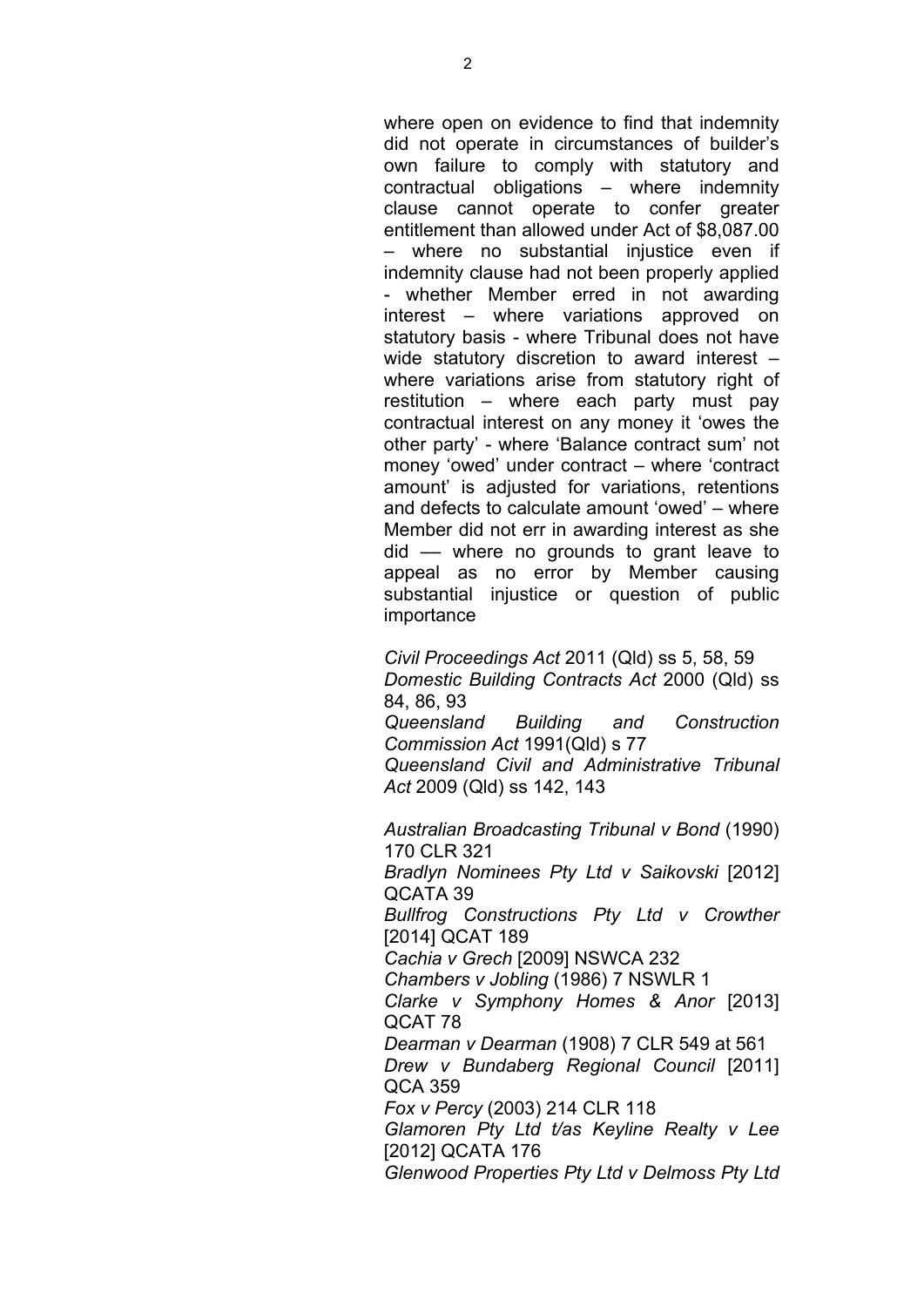where open on evidence to find that indemnity did not operate in circumstances of builder's own failure to comply with statutory and contractual obligations – where indemnity clause cannot operate to confer greater entitlement than allowed under Act of $8,087.00 – where no substantial injustice even if indemnity clause had not been properly applied - whether Member erred in not awarding interest – where variations approved on statutory basis - where Tribunal does not have wide statutory discretion to award interest – where variations arise from statutory right of restitution – where each party must pay contractual interest on any money it 'owes the other party' - where 'Balance contract sum' not money 'owed' under contract – where 'contract amount' is adjusted for variations, retentions and defects to calculate amount 'owed' – where Member did not err in awarding interest as she did –– where no grounds to grant leave to appeal as no error by Member causing substantial injustice or question of public importance

*Civil Proceedings Act* 2011 (Qld) ss 5, 58, 59
*Domestic Building Contracts Act* 2000 (Qld) ss 84, 86, 93
*Queensland Building and Construction Commission Act* 1991(Qld) s 77
*Queensland Civil and Administrative Tribunal Act* 2009 (Qld) ss 142, 143

*Australian Broadcasting Tribunal v Bond* (1990) 170 CLR 321
*Bradlyn Nominees Pty Ltd v Saikovski* [2012] QCATA 39
*Bullfrog Constructions Pty Ltd v Crowther* [2014] QCAT 189
*Cachia v Grech* [2009] NSWCA 232
*Chambers v Jobling* (1986) 7 NSWLR 1
*Clarke v Symphony Homes & Anor* [2013] QCAT 78
*Dearman v Dearman* (1908) 7 CLR 549 at 561
*Drew v Bundaberg Regional Council* [2011] QCA 359
*Fox v Percy* (2003) 214 CLR 118
*Glamoren Pty Ltd t/as Keyline Realty v Lee* [2012] QCATA 176
*Glenwood Properties Pty Ltd v Delmoss Pty Ltd*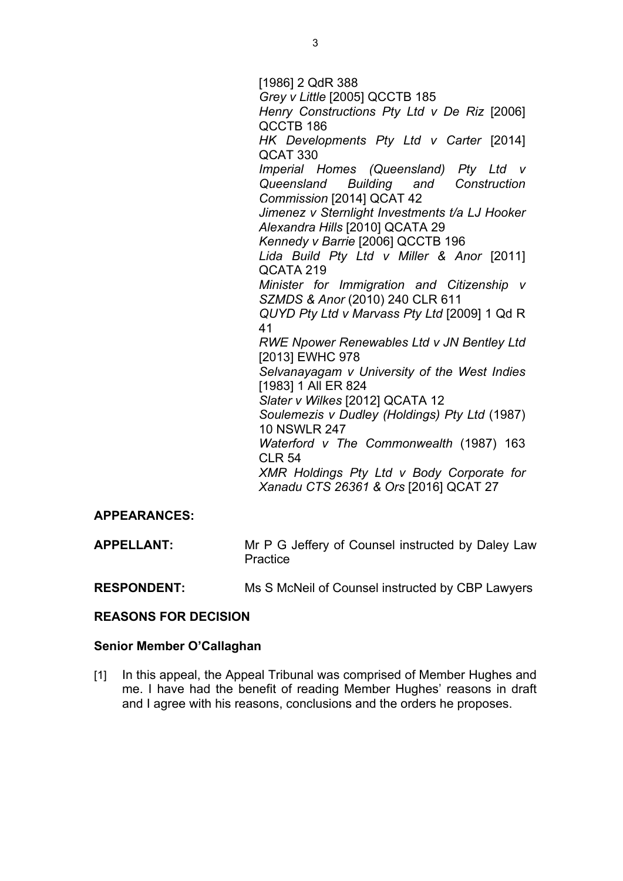[1986] 2 QdR 388
*Grey v Little* [2005] QCCTB 185
*Henry Constructions Pty Ltd v De Riz* [2006] QCCTB 186
*HK Developments Pty Ltd v Carter* [2014] QCAT 330
*Imperial Homes (Queensland) Pty Ltd v Queensland Building and Construction Commission* [2014] QCAT 42
*Jimenez v Sternlight Investments t/a LJ Hooker Alexandra Hills* [2010] QCATA 29
*Kennedy v Barrie* [2006] QCCTB 196
*Lida Build Pty Ltd v Miller & Anor* [2011] QCATA 219
*Minister for Immigration and Citizenship v SZMDS & Anor* (2010) 240 CLR 611
*QUYD Pty Ltd v Marvass Pty Ltd* [2009] 1 Qd R 41
*RWE Npower Renewables Ltd v JN Bentley Ltd* [2013] EWHC 978
*Selvanayagam v University of the West Indies* [1983] 1 All ER 824
*Slater v Wilkes* [2012] QCATA 12
*Soulemezis v Dudley (Holdings) Pty Ltd* (1987) 10 NSWLR 247
*Waterford v The Commonwealth* (1987) 163 CLR 54
*XMR Holdings Pty Ltd v Body Corporate for Xanadu CTS 26361 & Ors* [2016] QCAT 27

**APPEARANCES:**

| | |
|---|---|
| **APPELLANT:** | Mr P G Jeffery of Counsel instructed by Daley Law Practice |
| **RESPONDENT:** | Ms S McNeil of Counsel instructed by CBP Lawyers |

**REASONS FOR DECISION**

**Senior Member O'Callaghan**

[1] In this appeal, the Appeal Tribunal was comprised of Member Hughes and me. I have had the benefit of reading Member Hughes' reasons in draft and I agree with his reasons, conclusions and the orders he proposes.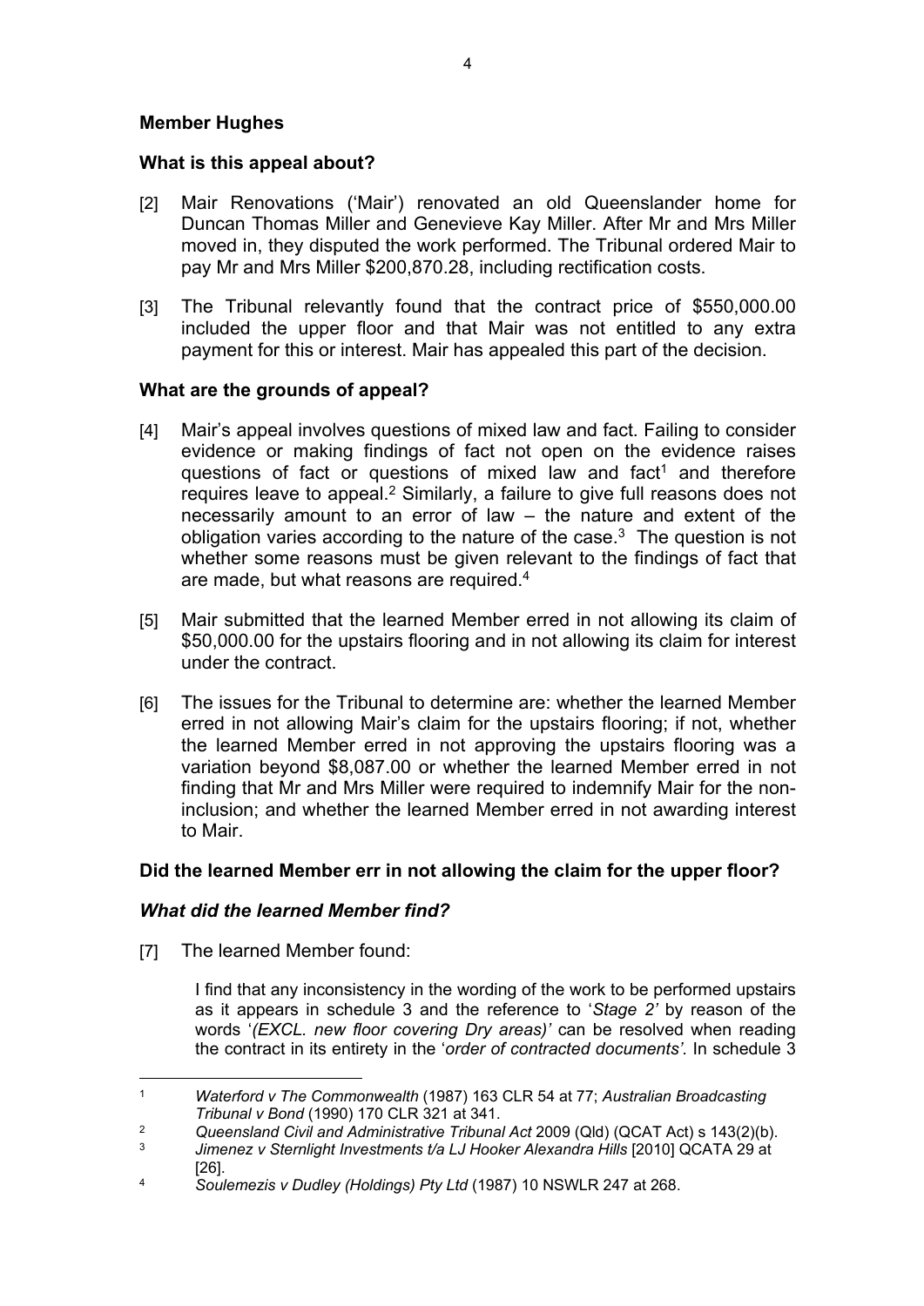**Member Hughes**

**What is this appeal about?**

[2] Mair Renovations ('Mair') renovated an old Queenslander home for Duncan Thomas Miller and Genevieve Kay Miller. After Mr and Mrs Miller moved in, they disputed the work performed. The Tribunal ordered Mair to pay Mr and Mrs Miller $200,870.28, including rectification costs.

[3] The Tribunal relevantly found that the contract price of $550,000.00 included the upper floor and that Mair was not entitled to any extra payment for this or interest. Mair has appealed this part of the decision.

**What are the grounds of appeal?**

[4] Mair's appeal involves questions of mixed law and fact. Failing to consider evidence or making findings of fact not open on the evidence raises questions of fact or questions of mixed law and fact[1] and therefore requires leave to appeal.[2] Similarly, a failure to give full reasons does not necessarily amount to an error of law – the nature and extent of the obligation varies according to the nature of the case.[3] The question is not whether some reasons must be given relevant to the findings of fact that are made, but what reasons are required.[4]

[5] Mair submitted that the learned Member erred in not allowing its claim of $50,000.00 for the upstairs flooring and in not allowing its claim for interest under the contract.

[6] The issues for the Tribunal to determine are: whether the learned Member erred in not allowing Mair's claim for the upstairs flooring; if not, whether the learned Member erred in not approving the upstairs flooring was a variation beyond $8,087.00 or whether the learned Member erred in not finding that Mr and Mrs Miller were required to indemnify Mair for the non-inclusion; and whether the learned Member erred in not awarding interest to Mair.

**Did the learned Member err in not allowing the claim for the upper floor?**

***What did the learned Member find?***

[7] The learned Member found:

> I find that any inconsistency in the wording of the work to be performed upstairs as it appears in schedule 3 and the reference to '*Stage 2'* by reason of the words '*(EXCL. new floor covering Dry areas)'* can be resolved when reading the contract in its entirety in the '*order of contracted documents'.* In schedule 3

---

[1] *Waterford v The Commonwealth* (1987) 163 CLR 54 at 77; *Australian Broadcasting Tribunal v Bond* (1990) 170 CLR 321 at 341.

[2] *Queensland Civil and Administrative Tribunal Act* 2009 (Qld) (QCAT Act) s 143(2)(b).

[3] *Jimenez v Sternlight Investments t/a LJ Hooker Alexandra Hills* [2010] QCATA 29 at [26].

[4] *Soulemezis v Dudley (Holdings) Pty Ltd* (1987) 10 NSWLR 247 at 268.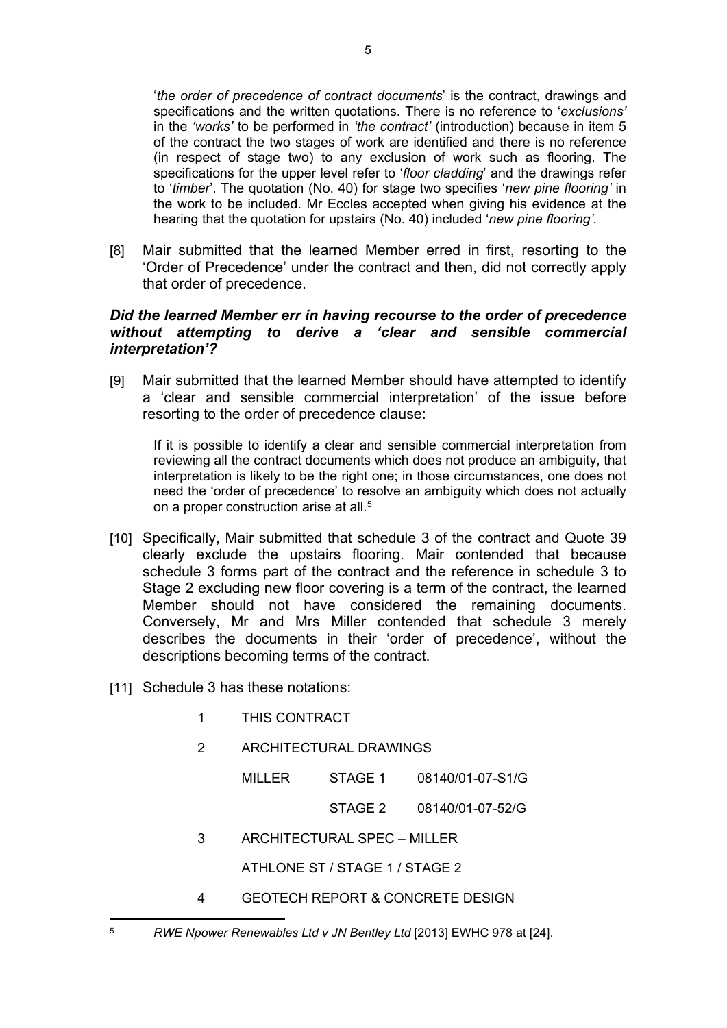'*the order of precedence of contract documents*' is the contract, drawings and specifications and the written quotations. There is no reference to '*exclusions'* in the *'works'* to be performed in *'the contract'* (introduction) because in item 5 of the contract the two stages of work are identified and there is no reference (in respect of stage two) to any exclusion of work such as flooring. The specifications for the upper level refer to '*floor cladding*' and the drawings refer to '*timber*'. The quotation (No. 40) for stage two specifies '*new pine flooring'* in the work to be included. Mr Eccles accepted when giving his evidence at the hearing that the quotation for upstairs (No. 40) included '*new pine flooring'*.

[8] Mair submitted that the learned Member erred in first, resorting to the 'Order of Precedence' under the contract and then, did not correctly apply that order of precedence.

### *Did the learned Member err in having recourse to the order of precedence without attempting to derive a 'clear and sensible commercial interpretation'?*

[9] Mair submitted that the learned Member should have attempted to identify a 'clear and sensible commercial interpretation' of the issue before resorting to the order of precedence clause:

> If it is possible to identify a clear and sensible commercial interpretation from reviewing all the contract documents which does not produce an ambiguity, that interpretation is likely to be the right one; in those circumstances, one does not need the 'order of precedence' to resolve an ambiguity which does not actually on a proper construction arise at all.[5]

[10] Specifically, Mair submitted that schedule 3 of the contract and Quote 39 clearly exclude the upstairs flooring. Mair contended that because schedule 3 forms part of the contract and the reference in schedule 3 to Stage 2 excluding new floor covering is a term of the contract, the learned Member should not have considered the remaining documents. Conversely, Mr and Mrs Miller contended that schedule 3 merely describes the documents in their 'order of precedence', without the descriptions becoming terms of the contract.

[11] Schedule 3 has these notations:

1 THIS CONTRACT

2 ARCHITECTURAL DRAWINGS

| | | |
|---|---|---|
| MILLER | STAGE 1 | 08140/01-07-S1/G |
| | STAGE 2 | 08140/01-07-52/G |

3 ARCHITECTURAL SPEC – MILLER

ATHLONE ST / STAGE 1 / STAGE 2

4 GEOTECH REPORT & CONCRETE DESIGN

---

[5] *RWE Npower Renewables Ltd v JN Bentley Ltd* [2013] EWHC 978 at [24].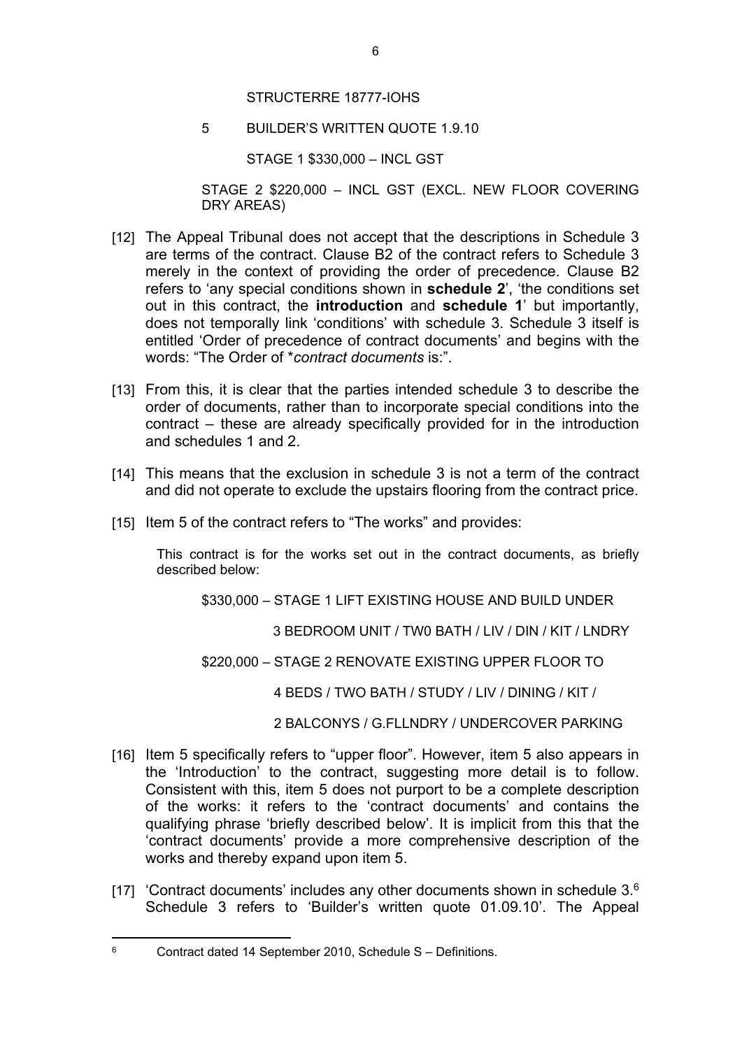STRUCTERRE 18777-IOHS

5 BUILDER'S WRITTEN QUOTE 1.9.10

STAGE 1 $330,000 – INCL GST

STAGE 2 $220,000 – INCL GST (EXCL. NEW FLOOR COVERING DRY AREAS)

[12] The Appeal Tribunal does not accept that the descriptions in Schedule 3 are terms of the contract. Clause B2 of the contract refers to Schedule 3 merely in the context of providing the order of precedence. Clause B2 refers to 'any special conditions shown in **schedule 2**', 'the conditions set out in this contract, the **introduction** and **schedule 1**' but importantly, does not temporally link 'conditions' with schedule 3. Schedule 3 itself is entitled 'Order of precedence of contract documents' and begins with the words: "The Order of **contract documents* is:".

[13] From this, it is clear that the parties intended schedule 3 to describe the order of documents, rather than to incorporate special conditions into the contract – these are already specifically provided for in the introduction and schedules 1 and 2.

[14] This means that the exclusion in schedule 3 is not a term of the contract and did not operate to exclude the upstairs flooring from the contract price.

[15] Item 5 of the contract refers to "The works" and provides:

> This contract is for the works set out in the contract documents, as briefly described below:
>
> $330,000 – STAGE 1 LIFT EXISTING HOUSE AND BUILD UNDER
>
> 3 BEDROOM UNIT / TW0 BATH / LIV / DIN / KIT / LNDRY
>
> $220,000 – STAGE 2 RENOVATE EXISTING UPPER FLOOR TO
>
> 4 BEDS / TWO BATH / STUDY / LIV / DINING / KIT /
>
> 2 BALCONYS / G.FLLNDRY / UNDERCOVER PARKING

[16] Item 5 specifically refers to "upper floor". However, item 5 also appears in the 'Introduction' to the contract, suggesting more detail is to follow. Consistent with this, item 5 does not purport to be a complete description of the works: it refers to the 'contract documents' and contains the qualifying phrase 'briefly described below'. It is implicit from this that the 'contract documents' provide a more comprehensive description of the works and thereby expand upon item 5.

[17] 'Contract documents' includes any other documents shown in schedule 3.[6] Schedule 3 refers to 'Builder's written quote 01.09.10'. The Appeal

---

[6] Contract dated 14 September 2010, Schedule S – Definitions.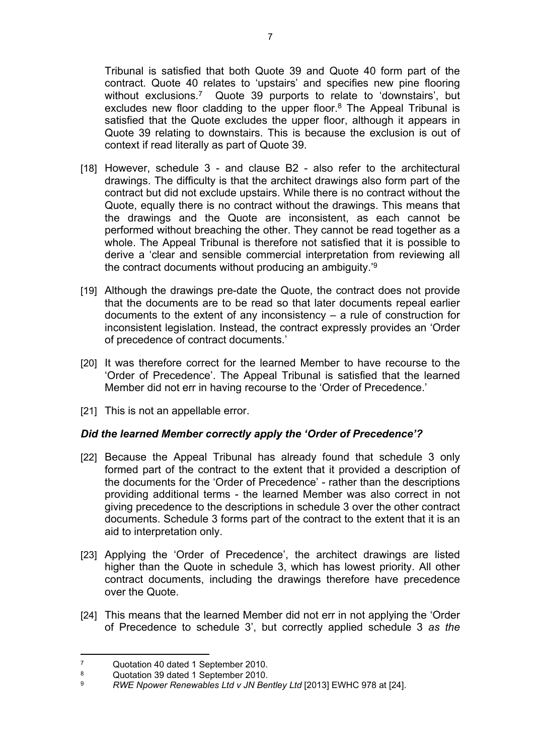Tribunal is satisfied that both Quote 39 and Quote 40 form part of the contract. Quote 40 relates to 'upstairs' and specifies new pine flooring without exclusions.[7] Quote 39 purports to relate to 'downstairs', but excludes new floor cladding to the upper floor.[8] The Appeal Tribunal is satisfied that the Quote excludes the upper floor, although it appears in Quote 39 relating to downstairs. This is because the exclusion is out of context if read literally as part of Quote 39.

[18] However, schedule 3 - and clause B2 - also refer to the architectural drawings. The difficulty is that the architect drawings also form part of the contract but did not exclude upstairs. While there is no contract without the Quote, equally there is no contract without the drawings. This means that the drawings and the Quote are inconsistent, as each cannot be performed without breaching the other. They cannot be read together as a whole. The Appeal Tribunal is therefore not satisfied that it is possible to derive a 'clear and sensible commercial interpretation from reviewing all the contract documents without producing an ambiguity.'[9]

[19] Although the drawings pre-date the Quote, the contract does not provide that the documents are to be read so that later documents repeal earlier documents to the extent of any inconsistency – a rule of construction for inconsistent legislation. Instead, the contract expressly provides an 'Order of precedence of contract documents.'

[20] It was therefore correct for the learned Member to have recourse to the 'Order of Precedence'. The Appeal Tribunal is satisfied that the learned Member did not err in having recourse to the 'Order of Precedence.'

[21] This is not an appellable error.

### *Did the learned Member correctly apply the 'Order of Precedence'?*

[22] Because the Appeal Tribunal has already found that schedule 3 only formed part of the contract to the extent that it provided a description of the documents for the 'Order of Precedence' - rather than the descriptions providing additional terms - the learned Member was also correct in not giving precedence to the descriptions in schedule 3 over the other contract documents. Schedule 3 forms part of the contract to the extent that it is an aid to interpretation only.

[23] Applying the 'Order of Precedence', the architect drawings are listed higher than the Quote in schedule 3, which has lowest priority. All other contract documents, including the drawings therefore have precedence over the Quote.

[24] This means that the learned Member did not err in not applying the 'Order of Precedence to schedule 3', but correctly applied schedule 3 *as the*

---

[7] Quotation 40 dated 1 September 2010.

[8] Quotation 39 dated 1 September 2010.

[9] *RWE Npower Renewables Ltd v JN Bentley Ltd* [2013] EWHC 978 at [24].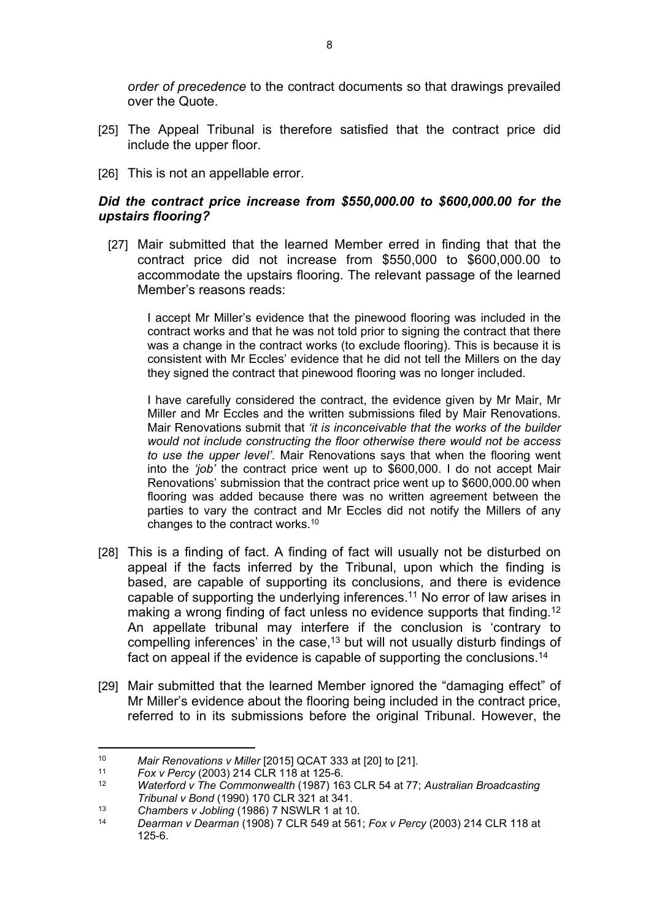*order of precedence* to the contract documents so that drawings prevailed over the Quote.

[25] The Appeal Tribunal is therefore satisfied that the contract price did include the upper floor.

[26] This is not an appellable error.

### *Did the contract price increase from $550,000.00 to $600,000.00 for the upstairs flooring?*

[27] Mair submitted that the learned Member erred in finding that that the contract price did not increase from $550,000 to $600,000.00 to accommodate the upstairs flooring. The relevant passage of the learned Member's reasons reads:

> I accept Mr Miller's evidence that the pinewood flooring was included in the contract works and that he was not told prior to signing the contract that there was a change in the contract works (to exclude flooring). This is because it is consistent with Mr Eccles' evidence that he did not tell the Millers on the day they signed the contract that pinewood flooring was no longer included.
>
> I have carefully considered the contract, the evidence given by Mr Mair, Mr Miller and Mr Eccles and the written submissions filed by Mair Renovations. Mair Renovations submit that *'it is inconceivable that the works of the builder would not include constructing the floor otherwise there would not be access to use the upper level'*. Mair Renovations says that when the flooring went into the *'job'* the contract price went up to $600,000. I do not accept Mair Renovations' submission that the contract price went up to $600,000.00 when flooring was added because there was no written agreement between the parties to vary the contract and Mr Eccles did not notify the Millers of any changes to the contract works.[10]

[28] This is a finding of fact. A finding of fact will usually not be disturbed on appeal if the facts inferred by the Tribunal, upon which the finding is based, are capable of supporting its conclusions, and there is evidence capable of supporting the underlying inferences.[11] No error of law arises in making a wrong finding of fact unless no evidence supports that finding.[12] An appellate tribunal may interfere if the conclusion is 'contrary to compelling inferences' in the case,[13] but will not usually disturb findings of fact on appeal if the evidence is capable of supporting the conclusions.[14]

[29] Mair submitted that the learned Member ignored the "damaging effect" of Mr Miller's evidence about the flooring being included in the contract price, referred to in its submissions before the original Tribunal. However, the

---

[10] *Mair Renovations v Miller* [2015] QCAT 333 at [20] to [21].

[11] *Fox v Percy* (2003) 214 CLR 118 at 125-6.

[12] *Waterford v The Commonwealth* (1987) 163 CLR 54 at 77; *Australian Broadcasting Tribunal v Bond* (1990) 170 CLR 321 at 341.

[13] *Chambers v Jobling* (1986) 7 NSWLR 1 at 10.

[14] *Dearman v Dearman* (1908) 7 CLR 549 at 561; *Fox v Percy* (2003) 214 CLR 118 at 125-6.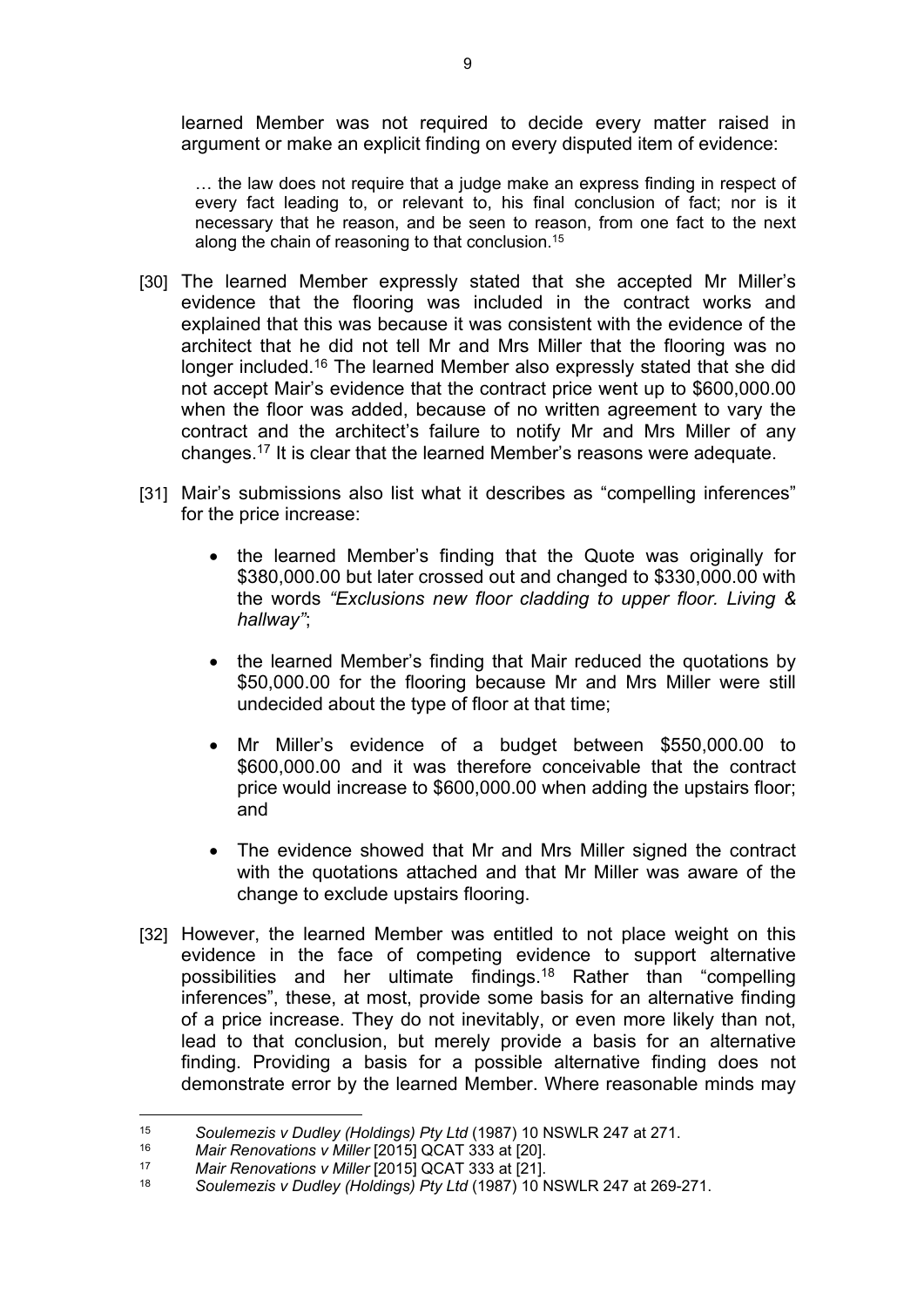learned Member was not required to decide every matter raised in argument or make an explicit finding on every disputed item of evidence:

> … the law does not require that a judge make an express finding in respect of every fact leading to, or relevant to, his final conclusion of fact; nor is it necessary that he reason, and be seen to reason, from one fact to the next along the chain of reasoning to that conclusion.[15]

[30] The learned Member expressly stated that she accepted Mr Miller's evidence that the flooring was included in the contract works and explained that this was because it was consistent with the evidence of the architect that he did not tell Mr and Mrs Miller that the flooring was no longer included.[16] The learned Member also expressly stated that she did not accept Mair's evidence that the contract price went up to $600,000.00 when the floor was added, because of no written agreement to vary the contract and the architect's failure to notify Mr and Mrs Miller of any changes.[17] It is clear that the learned Member's reasons were adequate.

[31] Mair's submissions also list what it describes as "compelling inferences" for the price increase:

- the learned Member's finding that the Quote was originally for $380,000.00 but later crossed out and changed to $330,000.00 with the words *"Exclusions new floor cladding to upper floor. Living & hallway"*;
- the learned Member's finding that Mair reduced the quotations by $50,000.00 for the flooring because Mr and Mrs Miller were still undecided about the type of floor at that time;
- Mr Miller's evidence of a budget between $550,000.00 to $600,000.00 and it was therefore conceivable that the contract price would increase to $600,000.00 when adding the upstairs floor; and
- The evidence showed that Mr and Mrs Miller signed the contract with the quotations attached and that Mr Miller was aware of the change to exclude upstairs flooring.

[32] However, the learned Member was entitled to not place weight on this evidence in the face of competing evidence to support alternative possibilities and her ultimate findings.[18] Rather than "compelling inferences", these, at most, provide some basis for an alternative finding of a price increase. They do not inevitably, or even more likely than not, lead to that conclusion, but merely provide a basis for an alternative finding. Providing a basis for a possible alternative finding does not demonstrate error by the learned Member. Where reasonable minds may

---

[15] *Soulemezis v Dudley (Holdings) Pty Ltd* (1987) 10 NSWLR 247 at 271.

[16] *Mair Renovations v Miller* [2015] QCAT 333 at [20].

[17] *Mair Renovations v Miller* [2015] QCAT 333 at [21].

[18] *Soulemezis v Dudley (Holdings) Pty Ltd* (1987) 10 NSWLR 247 at 269-271.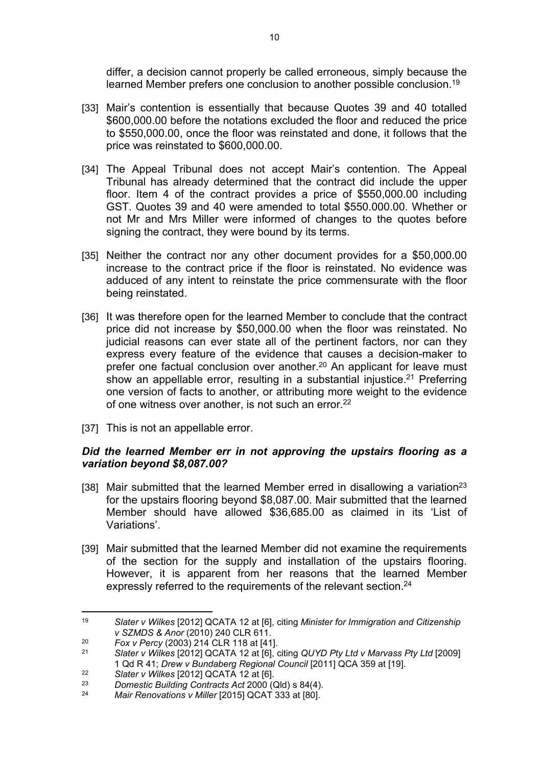differ, a decision cannot properly be called erroneous, simply because the learned Member prefers one conclusion to another possible conclusion.[19]

[33] Mair's contention is essentially that because Quotes 39 and 40 totalled $600,000.00 before the notations excluded the floor and reduced the price to $550,000.00, once the floor was reinstated and done, it follows that the price was reinstated to $600,000.00.

[34] The Appeal Tribunal does not accept Mair's contention. The Appeal Tribunal has already determined that the contract did include the upper floor. Item 4 of the contract provides a price of $550,000.00 including GST. Quotes 39 and 40 were amended to total $550.000.00. Whether or not Mr and Mrs Miller were informed of changes to the quotes before signing the contract, they were bound by its terms.

[35] Neither the contract nor any other document provides for a $50,000.00 increase to the contract price if the floor is reinstated. No evidence was adduced of any intent to reinstate the price commensurate with the floor being reinstated.

[36] It was therefore open for the learned Member to conclude that the contract price did not increase by $50,000.00 when the floor was reinstated. No judicial reasons can ever state all of the pertinent factors, nor can they express every feature of the evidence that causes a decision-maker to prefer one factual conclusion over another.[20] An applicant for leave must show an appellable error, resulting in a substantial injustice.[21] Preferring one version of facts to another, or attributing more weight to the evidence of one witness over another, is not such an error.[22]

[37] This is not an appellable error.

### ***Did the learned Member err in not approving the upstairs flooring as a variation beyond $8,087.00?***

[38] Mair submitted that the learned Member erred in disallowing a variation[23] for the upstairs flooring beyond $8,087.00. Mair submitted that the learned Member should have allowed $36,685.00 as claimed in its 'List of Variations'.

[39] Mair submitted that the learned Member did not examine the requirements of the section for the supply and installation of the upstairs flooring. However, it is apparent from her reasons that the learned Member expressly referred to the requirements of the relevant section.[24]

---

[19] *Slater v Wilkes* [2012] QCATA 12 at [6], citing *Minister for Immigration and Citizenship v SZMDS & Anor* (2010) 240 CLR 611.

[20] *Fox v Percy* (2003) 214 CLR 118 at [41].

[21] *Slater v Wilkes* [2012] QCATA 12 at [6], citing *QUYD Pty Ltd v Marvass Pty Ltd* [2009] 1 Qd R 41; *Drew v Bundaberg Regional Council* [2011] QCA 359 at [19].

[22] *Slater v Wilkes* [2012] QCATA 12 at [6].

[23] *Domestic Building Contracts Act* 2000 (Qld) s 84(4).

[24] *Mair Renovations v Miller* [2015] QCAT 333 at [80].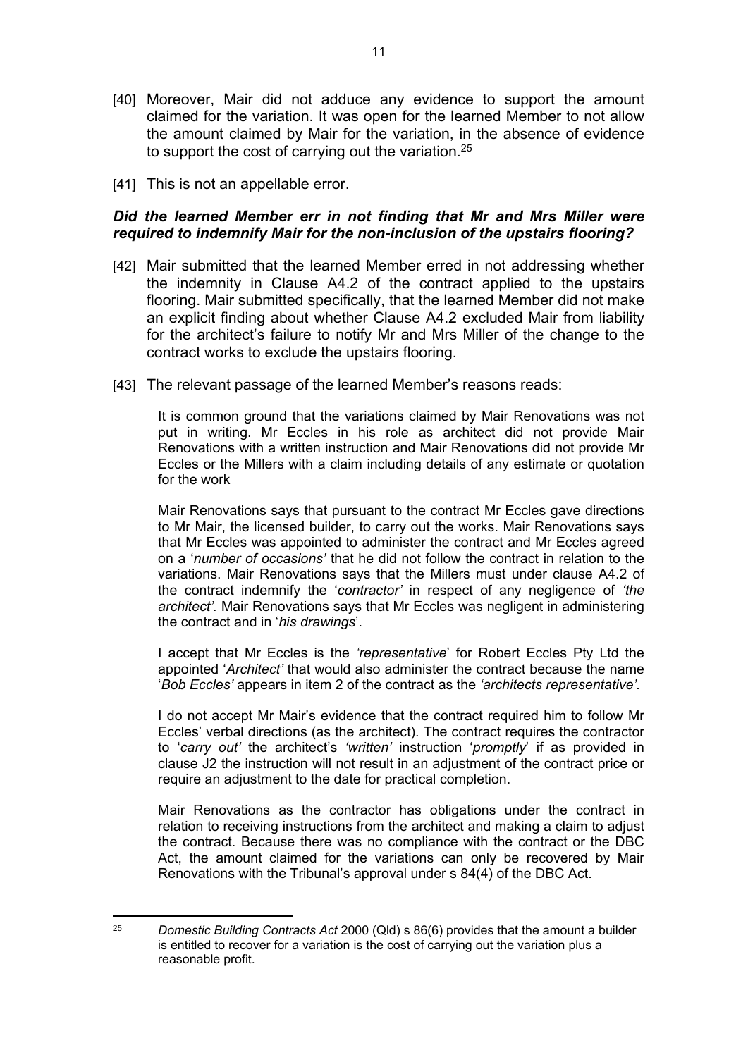[40] Moreover, Mair did not adduce any evidence to support the amount claimed for the variation. It was open for the learned Member to not allow the amount claimed by Mair for the variation, in the absence of evidence to support the cost of carrying out the variation.[25]

[41] This is not an appellable error.

### *Did the learned Member err in not finding that Mr and Mrs Miller were required to indemnify Mair for the non-inclusion of the upstairs flooring?*

[42] Mair submitted that the learned Member erred in not addressing whether the indemnity in Clause A4.2 of the contract applied to the upstairs flooring. Mair submitted specifically, that the learned Member did not make an explicit finding about whether Clause A4.2 excluded Mair from liability for the architect's failure to notify Mr and Mrs Miller of the change to the contract works to exclude the upstairs flooring.

[43] The relevant passage of the learned Member's reasons reads:

> It is common ground that the variations claimed by Mair Renovations was not put in writing. Mr Eccles in his role as architect did not provide Mair Renovations with a written instruction and Mair Renovations did not provide Mr Eccles or the Millers with a claim including details of any estimate or quotation for the work
>
> Mair Renovations says that pursuant to the contract Mr Eccles gave directions to Mr Mair, the licensed builder, to carry out the works. Mair Renovations says that Mr Eccles was appointed to administer the contract and Mr Eccles agreed on a '*number of occasions'* that he did not follow the contract in relation to the variations. Mair Renovations says that the Millers must under clause A4.2 of the contract indemnify the '*contractor'* in respect of any negligence of *'the architect'*. Mair Renovations says that Mr Eccles was negligent in administering the contract and in '*his drawings*'.
>
> I accept that Mr Eccles is the *'representative*' for Robert Eccles Pty Ltd the appointed '*Architect'* that would also administer the contract because the name '*Bob Eccles'* appears in item 2 of the contract as the *'architects representative'*.
>
> I do not accept Mr Mair's evidence that the contract required him to follow Mr Eccles' verbal directions (as the architect). The contract requires the contractor to '*carry out'* the architect's *'written'* instruction '*promptly*' if as provided in clause J2 the instruction will not result in an adjustment of the contract price or require an adjustment to the date for practical completion.
>
> Mair Renovations as the contractor has obligations under the contract in relation to receiving instructions from the architect and making a claim to adjust the contract. Because there was no compliance with the contract or the DBC Act, the amount claimed for the variations can only be recovered by Mair Renovations with the Tribunal's approval under s 84(4) of the DBC Act.

---

[25] *Domestic Building Contracts Act* 2000 (Qld) s 86(6) provides that the amount a builder is entitled to recover for a variation is the cost of carrying out the variation plus a reasonable profit.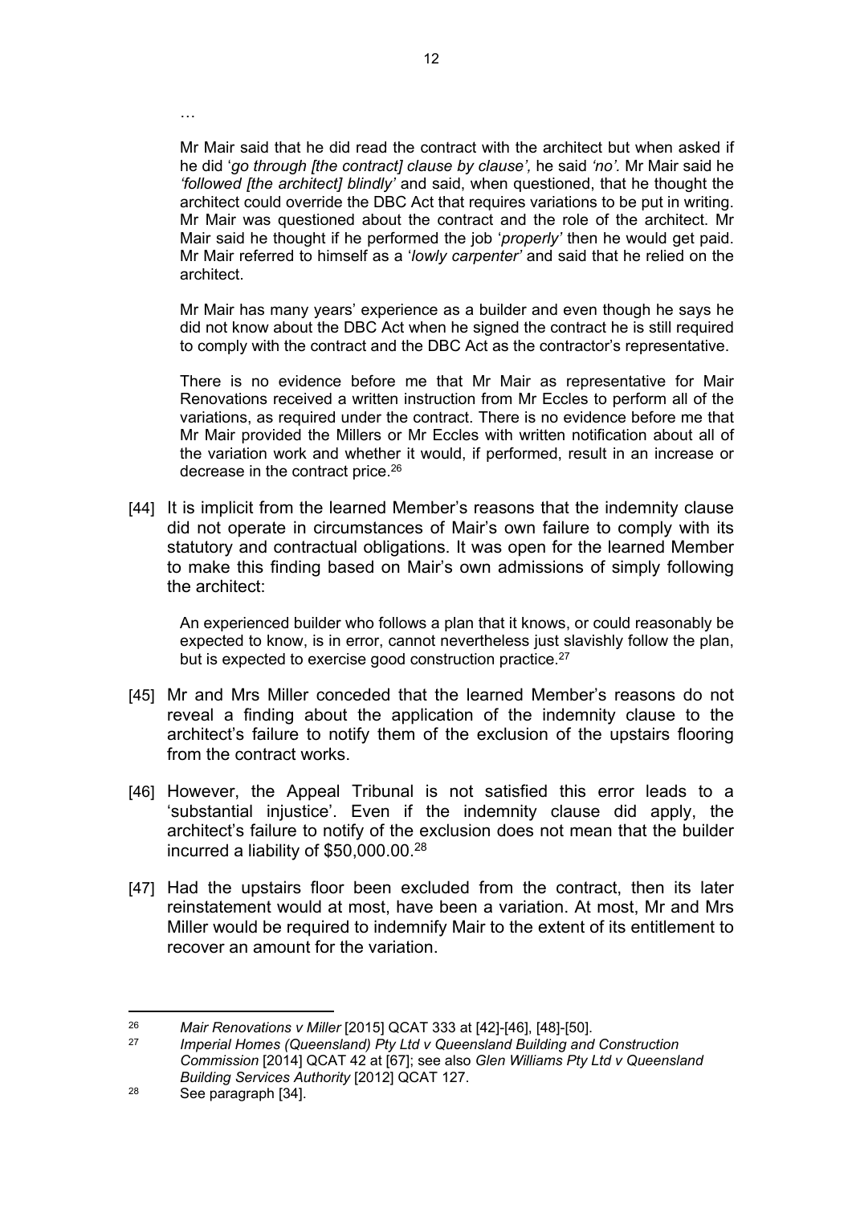…

> Mr Mair said that he did read the contract with the architect but when asked if he did '*go through [the contract] clause by clause',* he said *'no'.* Mr Mair said he *'followed [the architect] blindly'* and said, when questioned, that he thought the architect could override the DBC Act that requires variations to be put in writing. Mr Mair was questioned about the contract and the role of the architect. Mr Mair said he thought if he performed the job '*properly'* then he would get paid. Mr Mair referred to himself as a '*lowly carpenter'* and said that he relied on the architect.
>
> Mr Mair has many years' experience as a builder and even though he says he did not know about the DBC Act when he signed the contract he is still required to comply with the contract and the DBC Act as the contractor's representative.
>
> There is no evidence before me that Mr Mair as representative for Mair Renovations received a written instruction from Mr Eccles to perform all of the variations, as required under the contract. There is no evidence before me that Mr Mair provided the Millers or Mr Eccles with written notification about all of the variation work and whether it would, if performed, result in an increase or decrease in the contract price.[26]

[44] It is implicit from the learned Member's reasons that the indemnity clause did not operate in circumstances of Mair's own failure to comply with its statutory and contractual obligations. It was open for the learned Member to make this finding based on Mair's own admissions of simply following the architect:

> An experienced builder who follows a plan that it knows, or could reasonably be expected to know, is in error, cannot nevertheless just slavishly follow the plan, but is expected to exercise good construction practice.[27]

[45] Mr and Mrs Miller conceded that the learned Member's reasons do not reveal a finding about the application of the indemnity clause to the architect's failure to notify them of the exclusion of the upstairs flooring from the contract works.

[46] However, the Appeal Tribunal is not satisfied this error leads to a 'substantial injustice'. Even if the indemnity clause did apply, the architect's failure to notify of the exclusion does not mean that the builder incurred a liability of $50,000.00.[28]

[47] Had the upstairs floor been excluded from the contract, then its later reinstatement would at most, have been a variation. At most, Mr and Mrs Miller would be required to indemnify Mair to the extent of its entitlement to recover an amount for the variation.

---

[26] *Mair Renovations v Miller* [2015] QCAT 333 at [42]-[46], [48]-[50].

[27] *Imperial Homes (Queensland) Pty Ltd v Queensland Building and Construction Commission* [2014] QCAT 42 at [67]; see also *Glen Williams Pty Ltd v Queensland Building Services Authority* [2012] QCAT 127.

[28] See paragraph [34].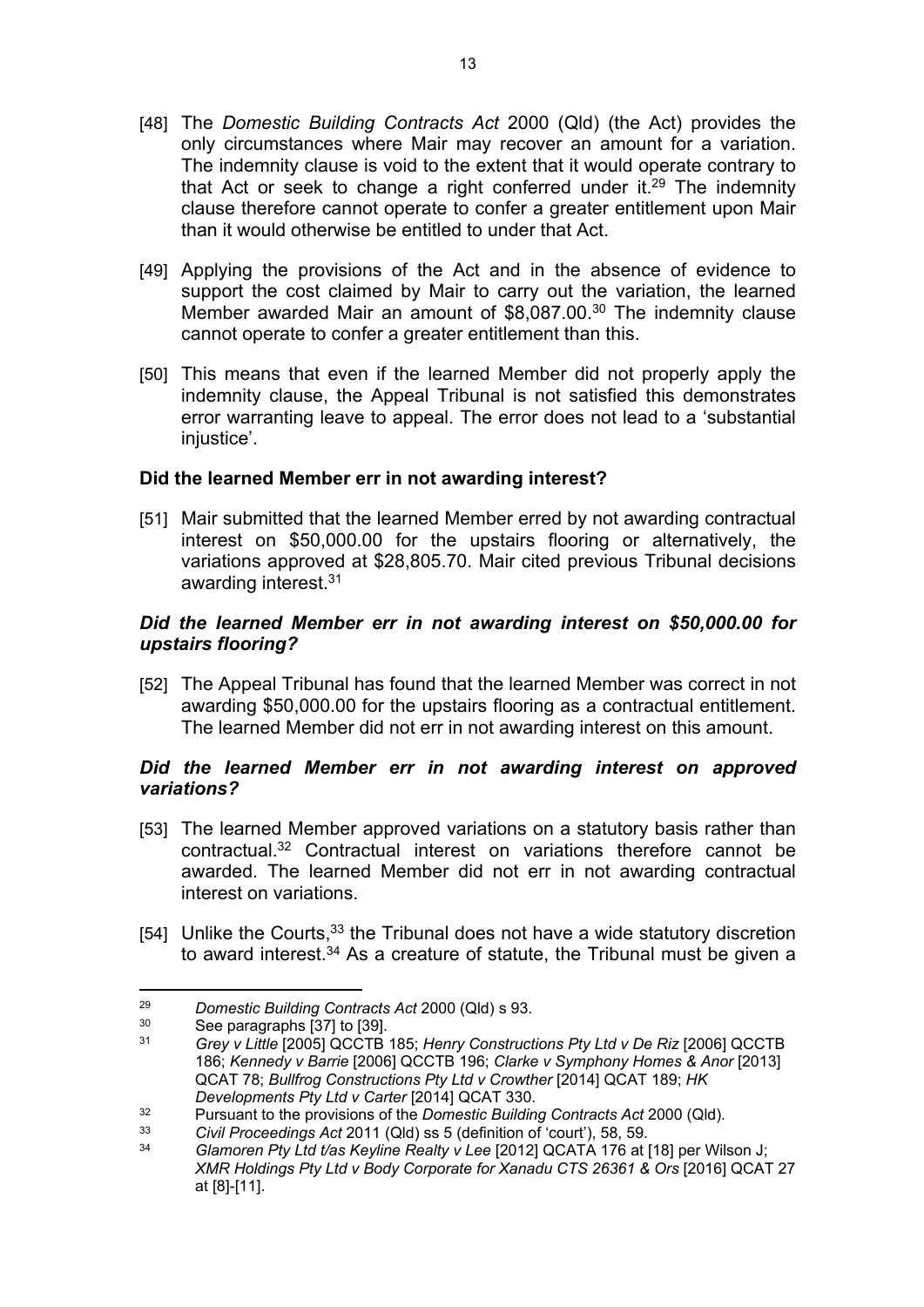[48] The *Domestic Building Contracts Act* 2000 (Qld) (the Act) provides the only circumstances where Mair may recover an amount for a variation. The indemnity clause is void to the extent that it would operate contrary to that Act or seek to change a right conferred under it.[29] The indemnity clause therefore cannot operate to confer a greater entitlement upon Mair than it would otherwise be entitled to under that Act.

[49] Applying the provisions of the Act and in the absence of evidence to support the cost claimed by Mair to carry out the variation, the learned Member awarded Mair an amount of $8,087.00.[30] The indemnity clause cannot operate to confer a greater entitlement than this.

[50] This means that even if the learned Member did not properly apply the indemnity clause, the Appeal Tribunal is not satisfied this demonstrates error warranting leave to appeal. The error does not lead to a 'substantial injustice'.

**Did the learned Member err in not awarding interest?**

[51] Mair submitted that the learned Member erred by not awarding contractual interest on $50,000.00 for the upstairs flooring or alternatively, the variations approved at $28,805.70. Mair cited previous Tribunal decisions awarding interest.[31]

***Did the learned Member err in not awarding interest on $50,000.00 for upstairs flooring?***

[52] The Appeal Tribunal has found that the learned Member was correct in not awarding $50,000.00 for the upstairs flooring as a contractual entitlement. The learned Member did not err in not awarding interest on this amount.

***Did the learned Member err in not awarding interest on approved variations?***

[53] The learned Member approved variations on a statutory basis rather than contractual.[32] Contractual interest on variations therefore cannot be awarded. The learned Member did not err in not awarding contractual interest on variations.

[54] Unlike the Courts,[33] the Tribunal does not have a wide statutory discretion to award interest.[34] As a creature of statute, the Tribunal must be given a

---

[29] *Domestic Building Contracts Act* 2000 (Qld) s 93.

[30] See paragraphs [37] to [39].

[31] *Grey v Little* [2005] QCCTB 185; *Henry Constructions Pty Ltd v De Riz* [2006] QCCTB 186; *Kennedy v Barrie* [2006] QCCTB 196; *Clarke v Symphony Homes & Anor* [2013] QCAT 78; *Bullfrog Constructions Pty Ltd v Crowther* [2014] QCAT 189; *HK Developments Pty Ltd v Carter* [2014] QCAT 330.

[32] Pursuant to the provisions of the *Domestic Building Contracts Act* 2000 (Qld).

[33] *Civil Proceedings Act* 2011 (Qld) ss 5 (definition of 'court'), 58, 59.

[34] *Glamoren Pty Ltd t/as Keyline Realty v Lee* [2012] QCATA 176 at [18] per Wilson J; *XMR Holdings Pty Ltd v Body Corporate for Xanadu CTS 26361 & Ors* [2016] QCAT 27 at [8]-[11].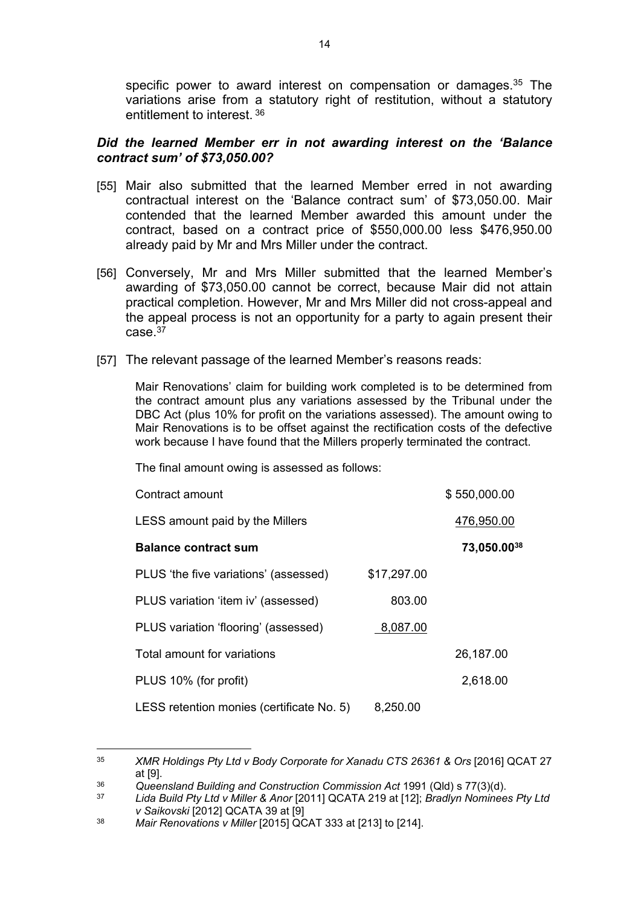specific power to award interest on compensation or damages.[35] The variations arise from a statutory right of restitution, without a statutory entitlement to interest. [36]

### *Did the learned Member err in not awarding interest on the 'Balance contract sum' of $73,050.00?*

[55] Mair also submitted that the learned Member erred in not awarding contractual interest on the 'Balance contract sum' of $73,050.00. Mair contended that the learned Member awarded this amount under the contract, based on a contract price of $550,000.00 less $476,950.00 already paid by Mr and Mrs Miller under the contract.

[56] Conversely, Mr and Mrs Miller submitted that the learned Member's awarding of $73,050.00 cannot be correct, because Mair did not attain practical completion. However, Mr and Mrs Miller did not cross-appeal and the appeal process is not an opportunity for a party to again present their case.[37]

[57] The relevant passage of the learned Member's reasons reads:

> Mair Renovations' claim for building work completed is to be determined from the contract amount plus any variations assessed by the Tribunal under the DBC Act (plus 10% for profit on the variations assessed). The amount owing to Mair Renovations is to be offset against the rectification costs of the defective work because I have found that the Millers properly terminated the contract.
>
> The final amount owing is assessed as follows:

| | | |
|---|---|---|
| Contract amount | | $ 550,000.00 |
| LESS amount paid by the Millers | | 476,950.00 |
| **Balance contract sum** | | **73,050.00**[38] |
| PLUS 'the five variations' (assessed) | $17,297.00 | |
| PLUS variation 'item iv' (assessed) | 803.00 | |
| PLUS variation 'flooring' (assessed) | 8,087.00 | |
| Total amount for variations | | 26,187.00 |
| PLUS 10% (for profit) | | 2,618.00 |
| LESS retention monies (certificate No. 5) | 8,250.00 | |

---

[35] *XMR Holdings Pty Ltd v Body Corporate for Xanadu CTS 26361 & Ors* [2016] QCAT 27 at [9].

[36] *Queensland Building and Construction Commission Act* 1991 (Qld) s 77(3)(d).

[37] *Lida Build Pty Ltd v Miller & Anor* [2011] QCATA 219 at [12]; *Bradlyn Nominees Pty Ltd v Saikovski* [2012] QCATA 39 at [9]

[38] *Mair Renovations v Miller* [2015] QCAT 333 at [213] to [214].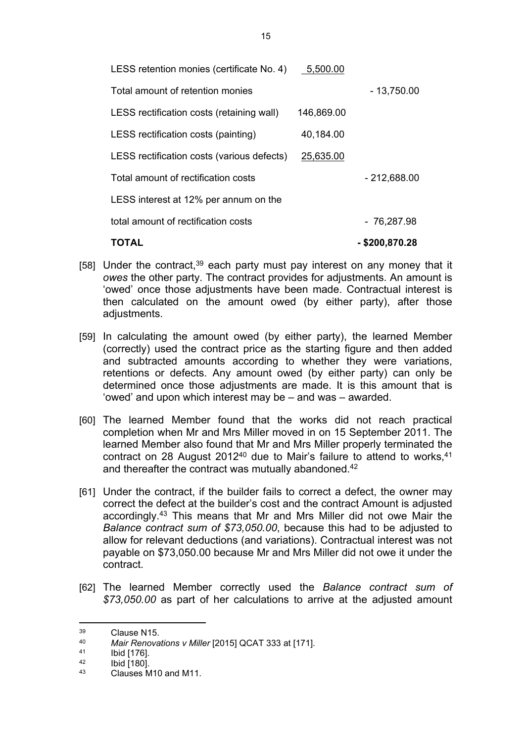| | | |
|---|---|---|
| LESS retention monies (certificate No. 4) | 5,500.00 | |
| Total amount of retention monies | | - 13,750.00 |
| LESS rectification costs (retaining wall) | 146,869.00 | |
| LESS rectification costs (painting) | 40,184.00 | |
| LESS rectification costs (various defects) | 25,635.00 | |
| Total amount of rectification costs | | - 212,688.00 |
| LESS interest at 12% per annum on the | | |
| total amount of rectification costs | | - 76,287.98 |
| **TOTAL** | | **- $200,870.28** |

[58] Under the contract,[39] each party must pay interest on any money that it *owes* the other party. The contract provides for adjustments. An amount is 'owed' once those adjustments have been made. Contractual interest is then calculated on the amount owed (by either party), after those adjustments.

[59] In calculating the amount owed (by either party), the learned Member (correctly) used the contract price as the starting figure and then added and subtracted amounts according to whether they were variations, retentions or defects. Any amount owed (by either party) can only be determined once those adjustments are made. It is this amount that is 'owed' and upon which interest may be – and was – awarded.

[60] The learned Member found that the works did not reach practical completion when Mr and Mrs Miller moved in on 15 September 2011. The learned Member also found that Mr and Mrs Miller properly terminated the contract on 28 August 2012[40] due to Mair's failure to attend to works,[41] and thereafter the contract was mutually abandoned.[42]

[61] Under the contract, if the builder fails to correct a defect, the owner may correct the defect at the builder's cost and the contract Amount is adjusted accordingly.[43] This means that Mr and Mrs Miller did not owe Mair the *Balance contract sum of $73,050.00*, because this had to be adjusted to allow for relevant deductions (and variations). Contractual interest was not payable on $73,050.00 because Mr and Mrs Miller did not owe it under the contract.

[62] The learned Member correctly used the *Balance contract sum of $73,050.00* as part of her calculations to arrive at the adjusted amount

---

[39] Clause N15.

[40] *Mair Renovations v Miller* [2015] QCAT 333 at [171].

[41] Ibid [176].

[42] Ibid [180].

[43] Clauses M10 and M11.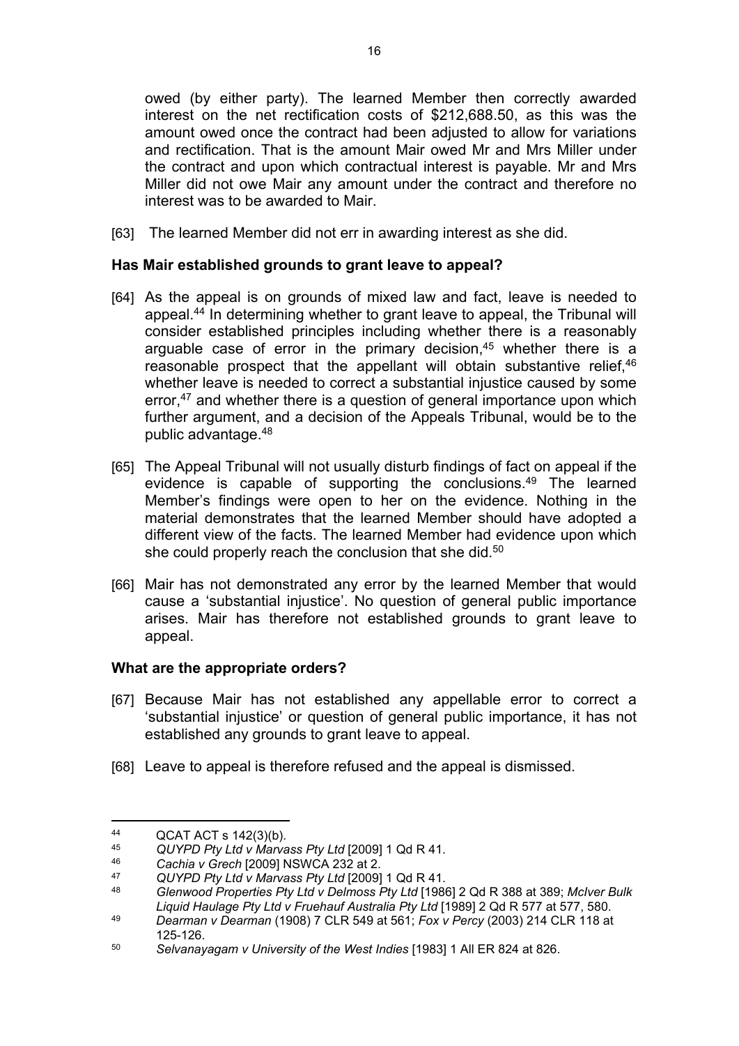owed (by either party). The learned Member then correctly awarded interest on the net rectification costs of $212,688.50, as this was the amount owed once the contract had been adjusted to allow for variations and rectification. That is the amount Mair owed Mr and Mrs Miller under the contract and upon which contractual interest is payable. Mr and Mrs Miller did not owe Mair any amount under the contract and therefore no interest was to be awarded to Mair.

[63] The learned Member did not err in awarding interest as she did.

**Has Mair established grounds to grant leave to appeal?**

[64] As the appeal is on grounds of mixed law and fact, leave is needed to appeal.[44] In determining whether to grant leave to appeal, the Tribunal will consider established principles including whether there is a reasonably arguable case of error in the primary decision,[45] whether there is a reasonable prospect that the appellant will obtain substantive relief,[46] whether leave is needed to correct a substantial injustice caused by some error,[47] and whether there is a question of general importance upon which further argument, and a decision of the Appeals Tribunal, would be to the public advantage.[48]

[65] The Appeal Tribunal will not usually disturb findings of fact on appeal if the evidence is capable of supporting the conclusions.[49] The learned Member's findings were open to her on the evidence. Nothing in the material demonstrates that the learned Member should have adopted a different view of the facts. The learned Member had evidence upon which she could properly reach the conclusion that she did.[50]

[66] Mair has not demonstrated any error by the learned Member that would cause a 'substantial injustice'. No question of general public importance arises. Mair has therefore not established grounds to grant leave to appeal.

**What are the appropriate orders?**

[67] Because Mair has not established any appellable error to correct a 'substantial injustice' or question of general public importance, it has not established any grounds to grant leave to appeal.

[68] Leave to appeal is therefore refused and the appeal is dismissed.

---

[44] QCAT ACT s 142(3)(b).

[45] *QUYPD Pty Ltd v Marvass Pty Ltd* [2009] 1 Qd R 41.

[46] *Cachia v Grech* [2009] NSWCA 232 at 2.

[47] *QUYPD Pty Ltd v Marvass Pty Ltd* [2009] 1 Qd R 41.

[48] *Glenwood Properties Pty Ltd v Delmoss Pty Ltd* [1986] 2 Qd R 388 at 389; *McIver Bulk Liquid Haulage Pty Ltd v Fruehauf Australia Pty Ltd* [1989] 2 Qd R 577 at 577, 580.

[49] *Dearman v Dearman* (1908) 7 CLR 549 at 561; *Fox v Percy* (2003) 214 CLR 118 at 125-126.

[50] *Selvanayagam v University of the West Indies* [1983] 1 All ER 824 at 826.